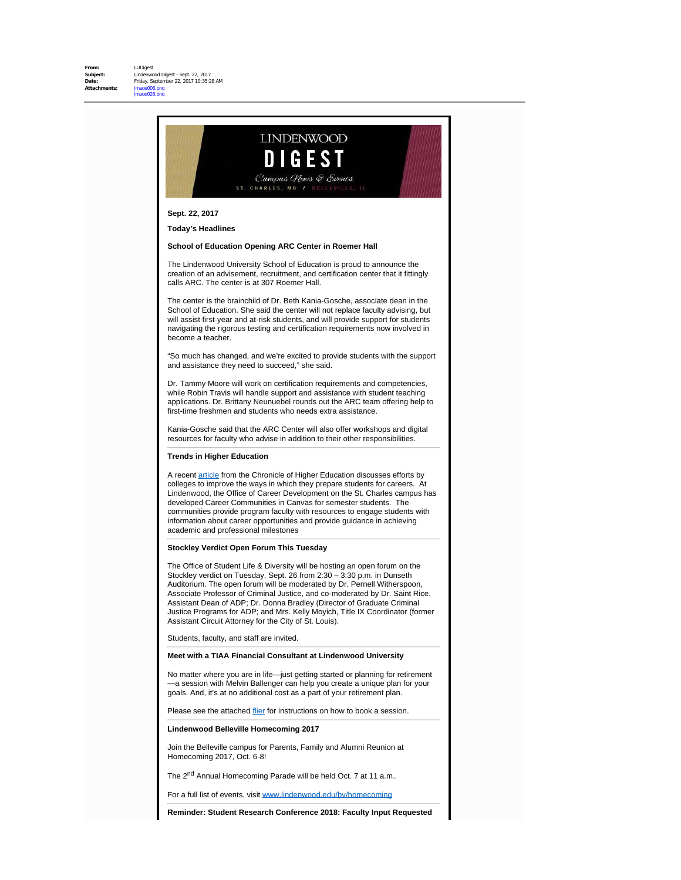**From:** LUDigest
**Subject:** Lindenwood Digest - Sept. 22, 2017
**Date:** Friday, September 22, 2017 10:35:28 AM
**Attachments:** image006.png
image026.png

LINDENWOOD
DIGEST
Campus News & Events
ST. CHARLES, MO / BELLEVILLE, IL

**Sept. 22, 2017**

**Today's Headlines**

**School of Education Opening ARC Center in Roemer Hall**

The Lindenwood University School of Education is proud to announce the creation of an advisement, recruitment, and certification center that it fittingly calls ARC. The center is at 307 Roemer Hall.

The center is the brainchild of Dr. Beth Kania-Gosche, associate dean in the School of Education. She said the center will not replace faculty advising, but will assist first-year and at-risk students, and will provide support for students navigating the rigorous testing and certification requirements now involved in become a teacher.

"So much has changed, and we're excited to provide students with the support and assistance they need to succeed," she said.

Dr. Tammy Moore will work on certification requirements and competencies, while Robin Travis will handle support and assistance with student teaching applications. Dr. Brittany Neunuebel rounds out the ARC team offering help to first-time freshmen and students who needs extra assistance.

Kania-Gosche said that the ARC Center will also offer workshops and digital resources for faculty who advise in addition to their other responsibilities.

**Trends in Higher Education**

A recent article from the Chronicle of Higher Education discusses efforts by colleges to improve the ways in which they prepare students for careers. At Lindenwood, the Office of Career Development on the St. Charles campus has developed Career Communities in Canvas for semester students. The communities provide program faculty with resources to engage students with information about career opportunities and provide guidance in achieving academic and professional milestones

**Stockley Verdict Open Forum This Tuesday**

The Office of Student Life & Diversity will be hosting an open forum on the Stockley verdict on Tuesday, Sept. 26 from 2:30 – 3:30 p.m. in Dunseth Auditorium. The open forum will be moderated by Dr. Pernell Witherspoon, Associate Professor of Criminal Justice, and co-moderated by Dr. Saint Rice, Assistant Dean of ADP; Dr. Donna Bradley (Director of Graduate Criminal Justice Programs for ADP; and Mrs. Kelly Moyich, Title IX Coordinator (former Assistant Circuit Attorney for the City of St. Louis).

Students, faculty, and staff are invited.

**Meet with a TIAA Financial Consultant at Lindenwood University**

No matter where you are in life—just getting started or planning for retirement—a session with Melvin Ballenger can help you create a unique plan for your goals. And, it's at no additional cost as a part of your retirement plan.

Please see the attached flier for instructions on how to book a session.

**Lindenwood Belleville Homecoming 2017**

Join the Belleville campus for Parents, Family and Alumni Reunion at Homecoming 2017, Oct. 6-8!

The 2nd Annual Homecoming Parade will be held Oct. 7 at 11 a.m..

For a full list of events, visit www.lindenwood.edu/bv/homecoming

**Reminder: Student Research Conference 2018: Faculty Input Requested**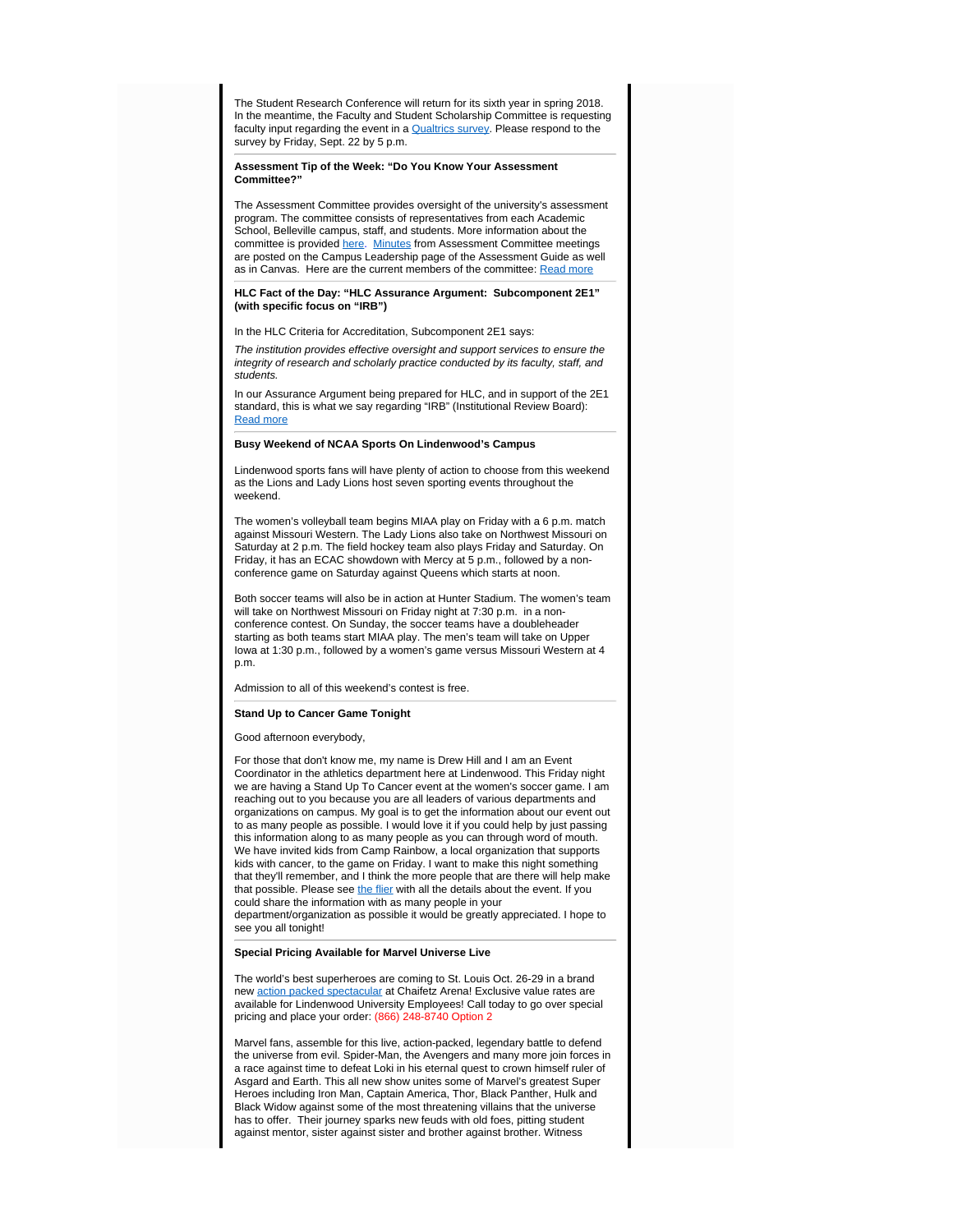The Student Research Conference will return for its sixth year in spring 2018. In the meantime, the Faculty and Student Scholarship Committee is requesting faculty input regarding the event in a Qualtrics survey. Please respond to the survey by Friday, Sept. 22 by 5 p.m.

---

**Assessment Tip of the Week: "Do You Know Your Assessment Committee?"**

The Assessment Committee provides oversight of the university's assessment program. The committee consists of representatives from each Academic School, Belleville campus, staff, and students. More information about the committee is provided here. Minutes from Assessment Committee meetings are posted on the Campus Leadership page of the Assessment Guide as well as in Canvas. Here are the current members of the committee: Read more

---

**HLC Fact of the Day: "HLC Assurance Argument: Subcomponent 2E1" (with specific focus on "IRB")**

In the HLC Criteria for Accreditation, Subcomponent 2E1 says:

*The institution provides effective oversight and support services to ensure the integrity of research and scholarly practice conducted by its faculty, staff, and students.*

In our Assurance Argument being prepared for HLC, and in support of the 2E1 standard, this is what we say regarding "IRB" (Institutional Review Board): Read more

---

**Busy Weekend of NCAA Sports On Lindenwood's Campus**

Lindenwood sports fans will have plenty of action to choose from this weekend as the Lions and Lady Lions host seven sporting events throughout the weekend.

The women's volleyball team begins MIAA play on Friday with a 6 p.m. match against Missouri Western. The Lady Lions also take on Northwest Missouri on Saturday at 2 p.m. The field hockey team also plays Friday and Saturday. On Friday, it has an ECAC showdown with Mercy at 5 p.m., followed by a non-conference game on Saturday against Queens which starts at noon.

Both soccer teams will also be in action at Hunter Stadium. The women's team will take on Northwest Missouri on Friday night at 7:30 p.m. in a non-conference contest. On Sunday, the soccer teams have a doubleheader starting as both teams start MIAA play. The men's team will take on Upper Iowa at 1:30 p.m., followed by a women's game versus Missouri Western at 4 p.m.

Admission to all of this weekend's contest is free.

---

**Stand Up to Cancer Game Tonight**

Good afternoon everybody,

For those that don't know me, my name is Drew Hill and I am an Event Coordinator in the athletics department here at Lindenwood. This Friday night we are having a Stand Up To Cancer event at the women's soccer game. I am reaching out to you because you are all leaders of various departments and organizations on campus. My goal is to get the information about our event out to as many people as possible. I would love it if you could help by just passing this information along to as many people as you can through word of mouth. We have invited kids from Camp Rainbow, a local organization that supports kids with cancer, to the game on Friday. I want to make this night something that they'll remember, and I think the more people that are there will help make that possible. Please see the flier with all the details about the event. If you could share the information with as many people in your department/organization as possible it would be greatly appreciated. I hope to see you all tonight!

---

**Special Pricing Available for Marvel Universe Live**

The world's best superheroes are coming to St. Louis Oct. 26-29 in a brand new action packed spectacular at Chaifetz Arena! Exclusive value rates are available for Lindenwood University Employees! Call today to go over special pricing and place your order: (866) 248-8740 Option 2

Marvel fans, assemble for this live, action-packed, legendary battle to defend the universe from evil. Spider-Man, the Avengers and many more join forces in a race against time to defeat Loki in his eternal quest to crown himself ruler of Asgard and Earth. This all new show unites some of Marvel's greatest Super Heroes including Iron Man, Captain America, Thor, Black Panther, Hulk and Black Widow against some of the most threatening villains that the universe has to offer. Their journey sparks new feuds with old foes, pitting student against mentor, sister against sister and brother against brother. Witness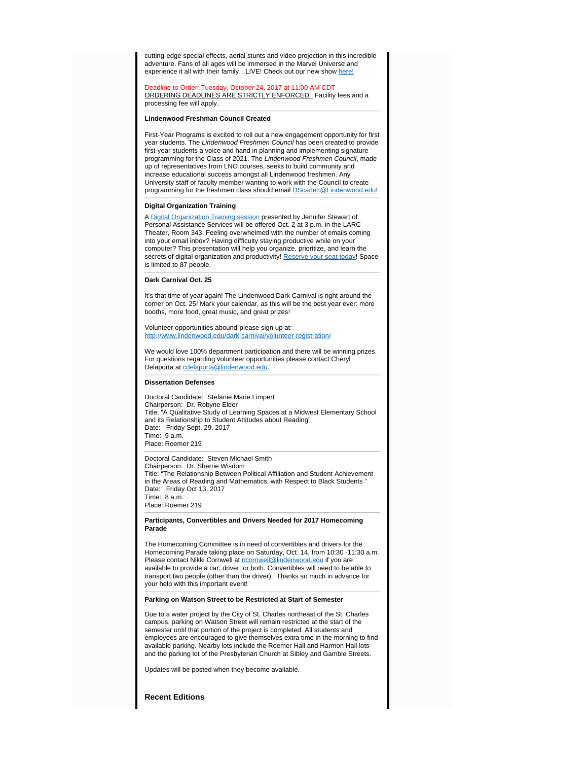cutting-edge special effects, aerial stunts and video projection in this incredible adventure. Fans of all ages will be immersed in the Marvel Universe and experience it all with their family…LIVE! Check out our new show here!

Deadline to Order: Tuesday, October 24, 2017 at 11:00 AM CDT
ORDERING DEADLINES ARE STRICTLY ENFORCED. Facility fees and a processing fee will apply.

---

**Lindenwood Freshman Council Created**

First-Year Programs is excited to roll out a new engagement opportunity for first year students. The *Lindenwood Freshmen Council* has been created to provide first-year students a voice and hand in planning and implementing signature programming for the Class of 2021. The *Lindenwood Freshmen Council*, made up of representatives from LNO courses, seeks to build community and increase educational success amongst all Lindenwood freshmen. Any University staff or faculty member wanting to work with the Council to create programming for the freshmen class should email DScarlett@Lindenwood.edu!

---

**Digital Organization Training**

A Digital Organization Training session presented by Jennifer Stewart of Personal Assistance Services will be offered Oct. 2 at 3 p.m. in the LARC Theater, Room 343. Feeling overwhelmed with the number of emails coming into your email inbox? Having difficulty staying productive while on your computer? This presentation will help you organize, prioritize, and learn the secrets of digital organization and productivity! Reserve your seat today! Space is limited to 87 people.

---

**Dark Carnival Oct. 25**

It's that time of year again! The Lindenwood Dark Carnival is right around the corner on Oct. 25! Mark your calendar, as this will be the best year ever: more booths, more food, great music, and great prizes!

Volunteer opportunities abound-please sign up at:
http://www.lindenwood.edu/dark-carnival/volunteer-registration/

We would love 100% department participation and there will be winning prizes. For questions regarding volunteer opportunities please contact Cheryl Delaporta at cdelaporta@lindenwood.edu.

---

**Dissertation Defenses**

Doctoral Candidate: Stefanie Marie Limpert
Chairperson: Dr. Robyne Elder
Title: "A Qualitative Study of Learning Spaces at a Midwest Elementary School and its Relationship to Student Attitudes about Reading"
Date: Friday Sept. 29, 2017
Time: 9 a.m.
Place: Roemer 219

---

Doctoral Candidate: Steven Michael Smith
Chairperson: Dr. Sherrie Wisdom
Title: "The Relationship Between Political Affiliation and Student Achievement in the Areas of Reading and Mathematics, with Respect to Black Students "
Date: Friday Oct 13, 2017
Time: 8 a.m.
Place: Roemer 219

---

**Participants, Convertibles and Drivers Needed for 2017 Homecoming Parade**

The Homecoming Committee is in need of convertibles and drivers for the Homecoming Parade taking place on Saturday, Oct. 14, from 10:30 -11:30 a.m. Please contact Nikki Cornwell at ncornwell@lindenwood.edu if you are available to provide a car, driver, or both. Convertibles will need to be able to transport two people (other than the driver). Thanks so much in advance for your help with this important event!

---

**Parking on Watson Street to be Restricted at Start of Semester**

Due to a water project by the City of St. Charles northeast of the St. Charles campus, parking on Watson Street will remain restricted at the start of the semester until that portion of the project is completed. All students and employees are encouraged to give themselves extra time in the morning to find available parking. Nearby lots include the Roemer Hall and Harmon Hall lots and the parking lot of the Presbyterian Church at Sibley and Gamble Streets.

Updates will be posted when they become available.

## Recent Editions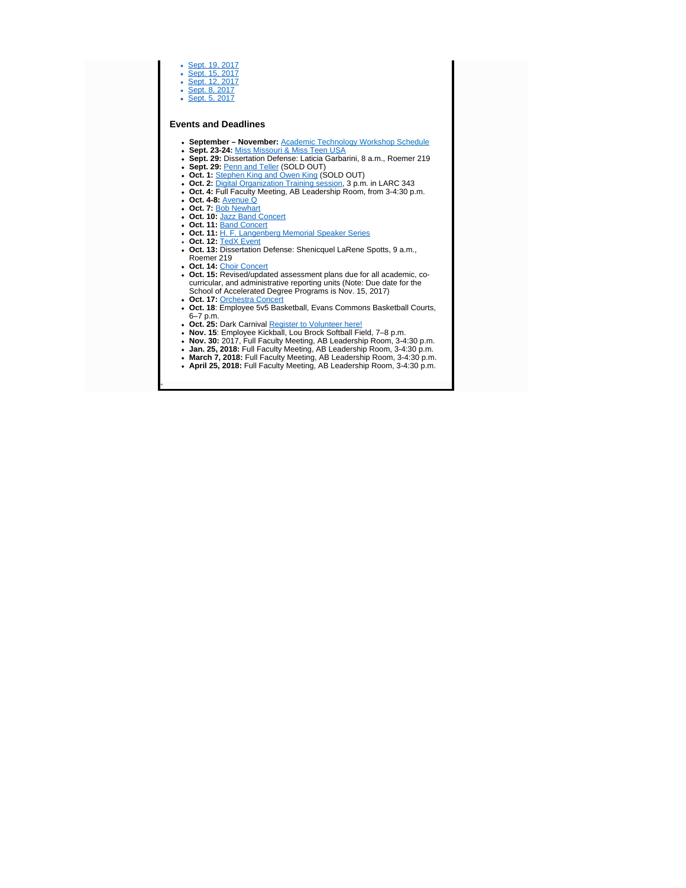- Sept. 19, 2017
- Sept. 15, 2017
- Sept. 12, 2017
- Sept. 8, 2017
- Sept. 5, 2017

### Events and Deadlines

- **September – November:** Academic Technology Workshop Schedule
- **Sept. 23-24:** Miss Missouri & Miss Teen USA
- **Sept. 29:** Dissertation Defense: Laticia Garbarini, 8 a.m., Roemer 219
- **Sept. 29:** Penn and Teller (SOLD OUT)
- **Oct. 1:** Stephen King and Owen King (SOLD OUT)
- **Oct. 2:** Digital Organization Training session, 3 p.m. in LARC 343
- **Oct. 4:** Full Faculty Meeting, AB Leadership Room, from 3-4:30 p.m.
- **Oct. 4-8:** Avenue Q
- **Oct. 7:** Bob Newhart
- **Oct. 10:** Jazz Band Concert
- **Oct. 11:** Band Concert
- **Oct. 11:** H. F. Langenberg Memorial Speaker Series
- **Oct. 12:** TedX Event
- **Oct. 13:** Dissertation Defense: Shenicquel LaRene Spotts, 9 a.m., Roemer 219
- **Oct. 14:** Choir Concert
- **Oct. 15:** Revised/updated assessment plans due for all academic, co-curricular, and administrative reporting units (Note: Due date for the School of Accelerated Degree Programs is Nov. 15, 2017)
- **Oct. 17:** Orchestra Concert
- **Oct. 18**: Employee 5v5 Basketball, Evans Commons Basketball Courts, 6–7 p.m.
- **Oct. 25:** Dark Carnival Register to Volunteer here!
- **Nov. 15**: Employee Kickball, Lou Brock Softball Field, 7–8 p.m.
- **Nov. 30:** 2017, Full Faculty Meeting, AB Leadership Room, 3-4:30 p.m.
- **Jan. 25, 2018:** Full Faculty Meeting, AB Leadership Room, 3-4:30 p.m.
- **March 7, 2018:** Full Faculty Meeting, AB Leadership Room, 3-4:30 p.m.
- **April 25, 2018:** Full Faculty Meeting, AB Leadership Room, 3-4:30 p.m.